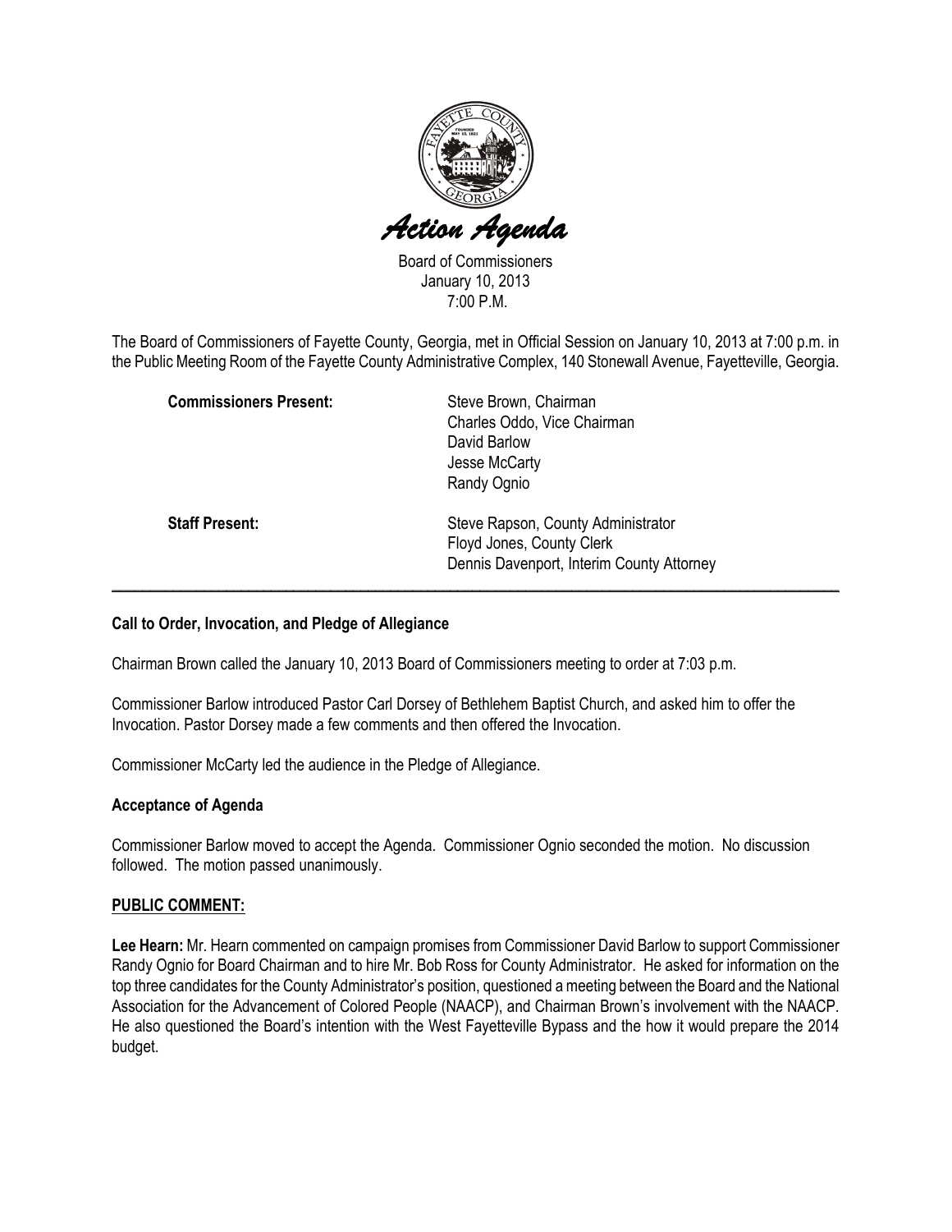# Action Agenda

Board of Commissioners
January 10, 2013
7:00 P.M.

The Board of Commissioners of Fayette County, Georgia, met in Official Session on January 10, 2013 at 7:00 p.m. in the Public Meeting Room of the Fayette County Administrative Complex, 140 Stonewall Avenue, Fayetteville, Georgia.

| | |
|---|---|
| **Commissioners Present:** | Steve Brown, Chairman<br>Charles Oddo, Vice Chairman<br>David Barlow<br>Jesse McCarty<br>Randy Ognio |
| **Staff Present:** | Steve Rapson, County Administrator<br>Floyd Jones, County Clerk<br>Dennis Davenport, Interim County Attorney |

---

**Call to Order, Invocation, and Pledge of Allegiance**

Chairman Brown called the January 10, 2013 Board of Commissioners meeting to order at 7:03 p.m.

Commissioner Barlow introduced Pastor Carl Dorsey of Bethlehem Baptist Church, and asked him to offer the Invocation. Pastor Dorsey made a few comments and then offered the Invocation.

Commissioner McCarty led the audience in the Pledge of Allegiance.

**Acceptance of Agenda**

Commissioner Barlow moved to accept the Agenda. Commissioner Ognio seconded the motion. No discussion followed. The motion passed unanimously.

**PUBLIC COMMENT:**

**Lee Hearn:** Mr. Hearn commented on campaign promises from Commissioner David Barlow to support Commissioner Randy Ognio for Board Chairman and to hire Mr. Bob Ross for County Administrator. He asked for information on the top three candidates for the County Administrator's position, questioned a meeting between the Board and the National Association for the Advancement of Colored People (NAACP), and Chairman Brown's involvement with the NAACP. He also questioned the Board's intention with the West Fayetteville Bypass and the how it would prepare the 2014 budget.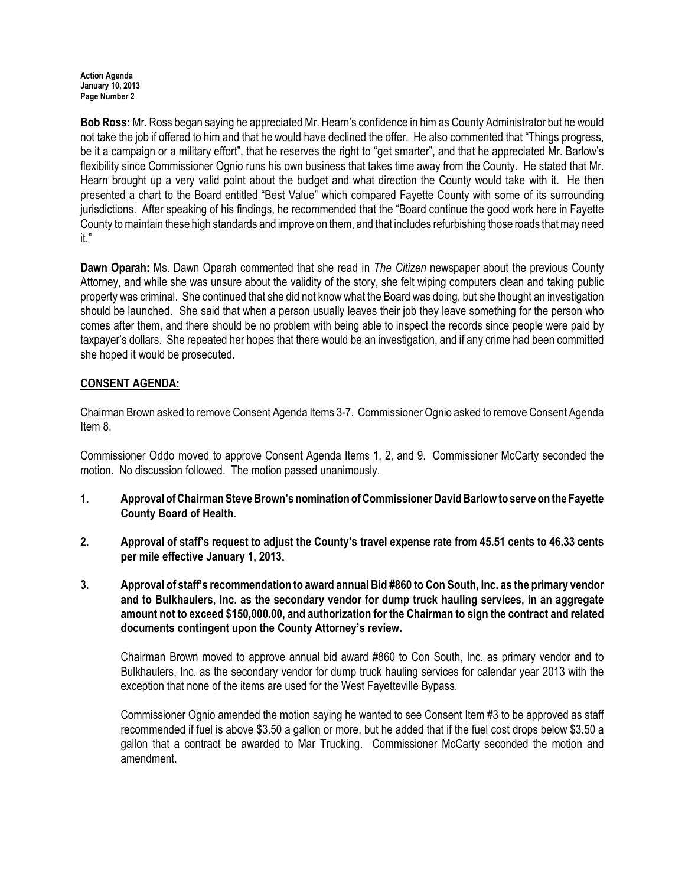**Bob Ross:** Mr. Ross began saying he appreciated Mr. Hearn's confidence in him as County Administrator but he would not take the job if offered to him and that he would have declined the offer. He also commented that "Things progress, be it a campaign or a military effort", that he reserves the right to "get smarter", and that he appreciated Mr. Barlow's flexibility since Commissioner Ognio runs his own business that takes time away from the County. He stated that Mr. Hearn brought up a very valid point about the budget and what direction the County would take with it. He then presented a chart to the Board entitled "Best Value" which compared Fayette County with some of its surrounding jurisdictions. After speaking of his findings, he recommended that the "Board continue the good work here in Fayette County to maintain these high standards and improve on them, and that includes refurbishing those roads that may need it."

**Dawn Oparah:** Ms. Dawn Oparah commented that she read in *The Citizen* newspaper about the previous County Attorney, and while she was unsure about the validity of the story, she felt wiping computers clean and taking public property was criminal. She continued that she did not know what the Board was doing, but she thought an investigation should be launched. She said that when a person usually leaves their job they leave something for the person who comes after them, and there should be no problem with being able to inspect the records since people were paid by taxpayer's dollars. She repeated her hopes that there would be an investigation, and if any crime had been committed she hoped it would be prosecuted.

## CONSENT AGENDA:

Chairman Brown asked to remove Consent Agenda Items 3-7. Commissioner Ognio asked to remove Consent Agenda Item 8.

Commissioner Oddo moved to approve Consent Agenda Items 1, 2, and 9. Commissioner McCarty seconded the motion. No discussion followed. The motion passed unanimously.

**1. Approval of Chairman Steve Brown's nomination of Commissioner David Barlow to serve on the Fayette County Board of Health.**

**2. Approval of staff's request to adjust the County's travel expense rate from 45.51 cents to 46.33 cents per mile effective January 1, 2013.**

**3. Approval of staff's recommendation to award annual Bid #860 to Con South, Inc. as the primary vendor and to Bulkhaulers, Inc. as the secondary vendor for dump truck hauling services, in an aggregate amount not to exceed $150,000.00, and authorization for the Chairman to sign the contract and related documents contingent upon the County Attorney's review.**

Chairman Brown moved to approve annual bid award #860 to Con South, Inc. as primary vendor and to Bulkhaulers, Inc. as the secondary vendor for dump truck hauling services for calendar year 2013 with the exception that none of the items are used for the West Fayetteville Bypass.

Commissioner Ognio amended the motion saying he wanted to see Consent Item #3 to be approved as staff recommended if fuel is above $3.50 a gallon or more, but he added that if the fuel cost drops below $3.50 a gallon that a contract be awarded to Mar Trucking. Commissioner McCarty seconded the motion and amendment.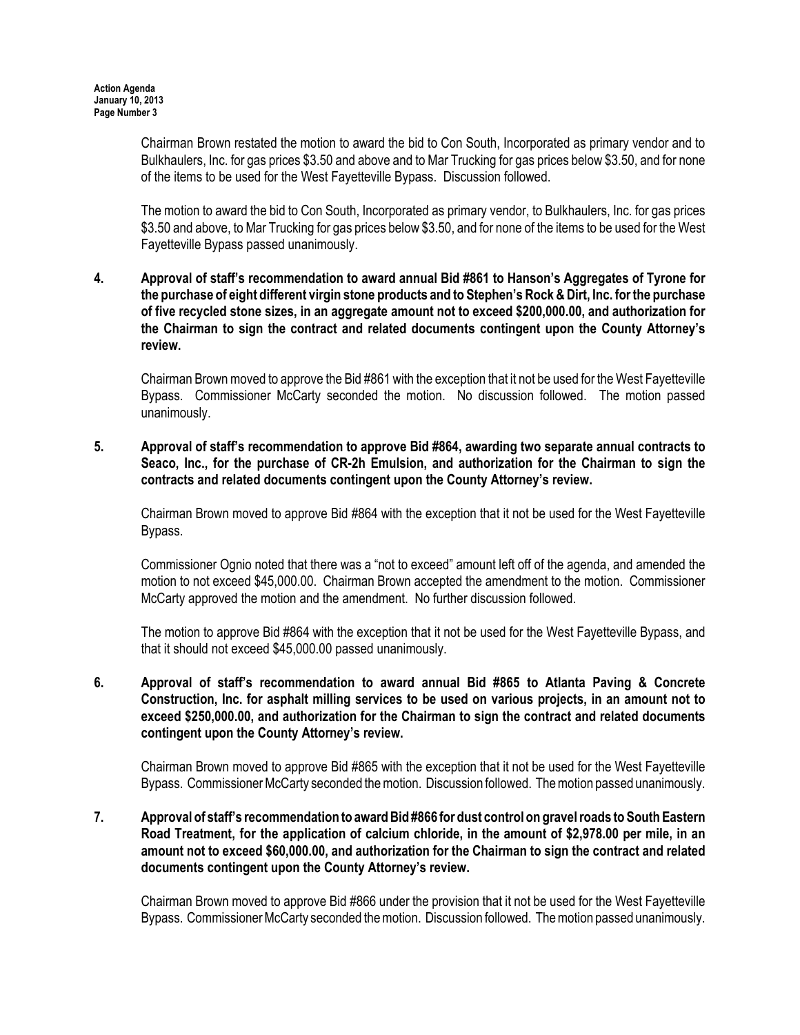Chairman Brown restated the motion to award the bid to Con South, Incorporated as primary vendor and to Bulkhaulers, Inc. for gas prices $3.50 and above and to Mar Trucking for gas prices below $3.50, and for none of the items to be used for the West Fayetteville Bypass. Discussion followed.

The motion to award the bid to Con South, Incorporated as primary vendor, to Bulkhaulers, Inc. for gas prices $3.50 and above, to Mar Trucking for gas prices below $3.50, and for none of the items to be used for the West Fayetteville Bypass passed unanimously.

**4. Approval of staff's recommendation to award annual Bid #861 to Hanson's Aggregates of Tyrone for the purchase of eight different virgin stone products and to Stephen's Rock & Dirt, Inc. for the purchase of five recycled stone sizes, in an aggregate amount not to exceed $200,000.00, and authorization for the Chairman to sign the contract and related documents contingent upon the County Attorney's review.**

Chairman Brown moved to approve the Bid #861 with the exception that it not be used for the West Fayetteville Bypass. Commissioner McCarty seconded the motion. No discussion followed. The motion passed unanimously.

**5. Approval of staff's recommendation to approve Bid #864, awarding two separate annual contracts to Seaco, Inc., for the purchase of CR-2h Emulsion, and authorization for the Chairman to sign the contracts and related documents contingent upon the County Attorney's review.**

Chairman Brown moved to approve Bid #864 with the exception that it not be used for the West Fayetteville Bypass.

Commissioner Ognio noted that there was a "not to exceed" amount left off of the agenda, and amended the motion to not exceed $45,000.00. Chairman Brown accepted the amendment to the motion. Commissioner McCarty approved the motion and the amendment. No further discussion followed.

The motion to approve Bid #864 with the exception that it not be used for the West Fayetteville Bypass, and that it should not exceed $45,000.00 passed unanimously.

**6. Approval of staff's recommendation to award annual Bid #865 to Atlanta Paving & Concrete Construction, Inc. for asphalt milling services to be used on various projects, in an amount not to exceed $250,000.00, and authorization for the Chairman to sign the contract and related documents contingent upon the County Attorney's review.**

Chairman Brown moved to approve Bid #865 with the exception that it not be used for the West Fayetteville Bypass. Commissioner McCarty seconded the motion. Discussion followed. The motion passed unanimously.

**7. Approval of staff's recommendation to award Bid #866 for dust control on gravel roads to South Eastern Road Treatment, for the application of calcium chloride, in the amount of $2,978.00 per mile, in an amount not to exceed $60,000.00, and authorization for the Chairman to sign the contract and related documents contingent upon the County Attorney's review.**

Chairman Brown moved to approve Bid #866 under the provision that it not be used for the West Fayetteville Bypass. Commissioner McCarty seconded the motion. Discussion followed. The motion passed unanimously.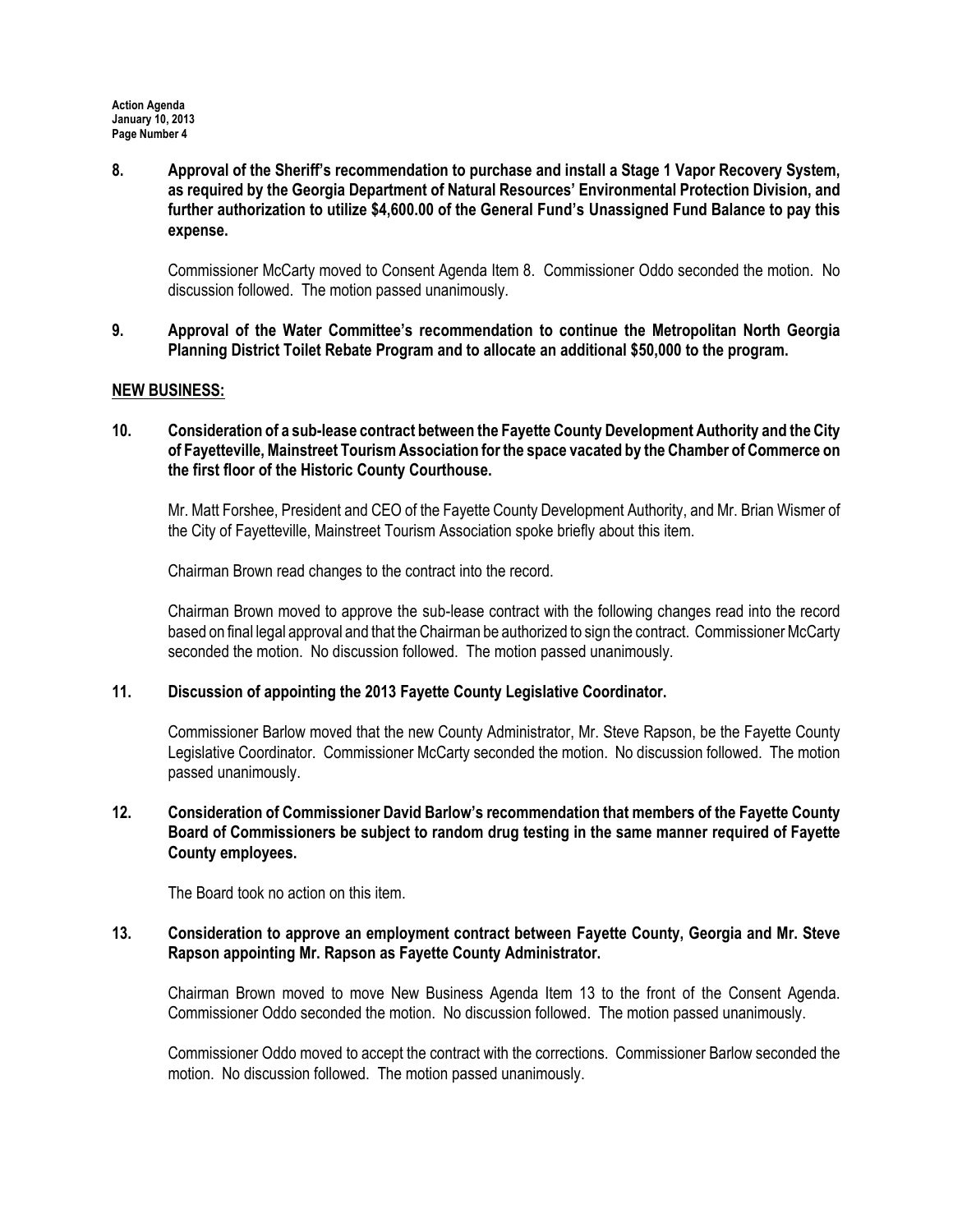**8. Approval of the Sheriff's recommendation to purchase and install a Stage 1 Vapor Recovery System, as required by the Georgia Department of Natural Resources' Environmental Protection Division, and further authorization to utilize $4,600.00 of the General Fund's Unassigned Fund Balance to pay this expense.**

Commissioner McCarty moved to Consent Agenda Item 8. Commissioner Oddo seconded the motion. No discussion followed. The motion passed unanimously.

**9. Approval of the Water Committee's recommendation to continue the Metropolitan North Georgia Planning District Toilet Rebate Program and to allocate an additional $50,000 to the program.**

## NEW BUSINESS:

**10. Consideration of a sub-lease contract between the Fayette County Development Authority and the City of Fayetteville, Mainstreet Tourism Association for the space vacated by the Chamber of Commerce on the first floor of the Historic County Courthouse.**

Mr. Matt Forshee, President and CEO of the Fayette County Development Authority, and Mr. Brian Wismer of the City of Fayetteville, Mainstreet Tourism Association spoke briefly about this item.

Chairman Brown read changes to the contract into the record.

Chairman Brown moved to approve the sub-lease contract with the following changes read into the record based on final legal approval and that the Chairman be authorized to sign the contract. Commissioner McCarty seconded the motion. No discussion followed. The motion passed unanimously.

**11. Discussion of appointing the 2013 Fayette County Legislative Coordinator.**

Commissioner Barlow moved that the new County Administrator, Mr. Steve Rapson, be the Fayette County Legislative Coordinator. Commissioner McCarty seconded the motion. No discussion followed. The motion passed unanimously.

**12. Consideration of Commissioner David Barlow's recommendation that members of the Fayette County Board of Commissioners be subject to random drug testing in the same manner required of Fayette County employees.**

The Board took no action on this item.

**13. Consideration to approve an employment contract between Fayette County, Georgia and Mr. Steve Rapson appointing Mr. Rapson as Fayette County Administrator.**

Chairman Brown moved to move New Business Agenda Item 13 to the front of the Consent Agenda. Commissioner Oddo seconded the motion. No discussion followed. The motion passed unanimously.

Commissioner Oddo moved to accept the contract with the corrections. Commissioner Barlow seconded the motion. No discussion followed. The motion passed unanimously.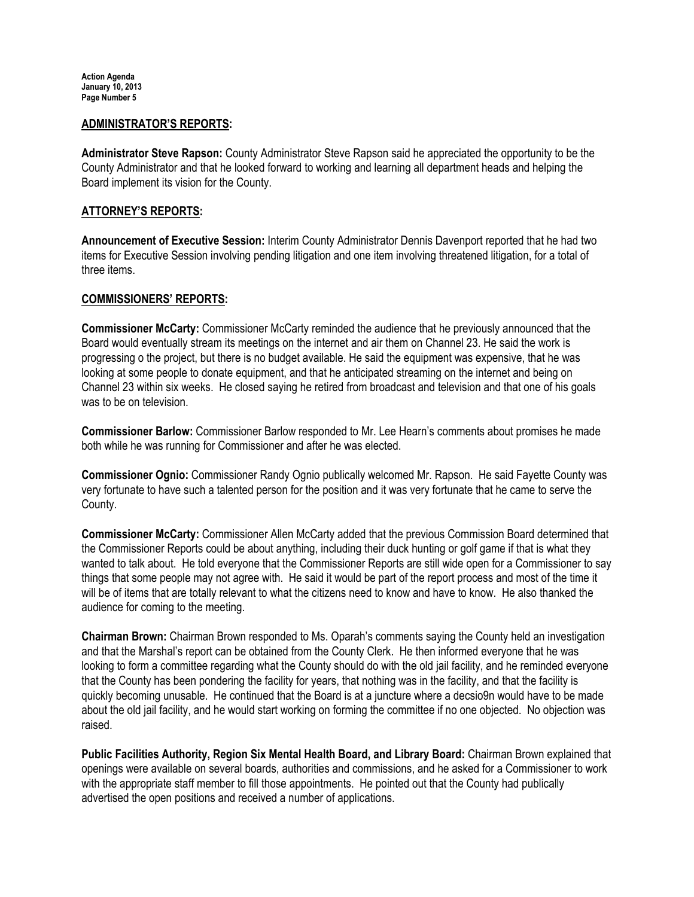## ADMINISTRATOR'S REPORTS:

**Administrator Steve Rapson:** County Administrator Steve Rapson said he appreciated the opportunity to be the County Administrator and that he looked forward to working and learning all department heads and helping the Board implement its vision for the County.

## ATTORNEY'S REPORTS:

**Announcement of Executive Session:** Interim County Administrator Dennis Davenport reported that he had two items for Executive Session involving pending litigation and one item involving threatened litigation, for a total of three items.

## COMMISSIONERS' REPORTS:

**Commissioner McCarty:** Commissioner McCarty reminded the audience that he previously announced that the Board would eventually stream its meetings on the internet and air them on Channel 23. He said the work is progressing o the project, but there is no budget available. He said the equipment was expensive, that he was looking at some people to donate equipment, and that he anticipated streaming on the internet and being on Channel 23 within six weeks. He closed saying he retired from broadcast and television and that one of his goals was to be on television.

**Commissioner Barlow:** Commissioner Barlow responded to Mr. Lee Hearn's comments about promises he made both while he was running for Commissioner and after he was elected.

**Commissioner Ognio:** Commissioner Randy Ognio publically welcomed Mr. Rapson. He said Fayette County was very fortunate to have such a talented person for the position and it was very fortunate that he came to serve the County.

**Commissioner McCarty:** Commissioner Allen McCarty added that the previous Commission Board determined that the Commissioner Reports could be about anything, including their duck hunting or golf game if that is what they wanted to talk about. He told everyone that the Commissioner Reports are still wide open for a Commissioner to say things that some people may not agree with. He said it would be part of the report process and most of the time it will be of items that are totally relevant to what the citizens need to know and have to know. He also thanked the audience for coming to the meeting.

**Chairman Brown:** Chairman Brown responded to Ms. Oparah's comments saying the County held an investigation and that the Marshal's report can be obtained from the County Clerk. He then informed everyone that he was looking to form a committee regarding what the County should do with the old jail facility, and he reminded everyone that the County has been pondering the facility for years, that nothing was in the facility, and that the facility is quickly becoming unusable. He continued that the Board is at a juncture where a decsio9n would have to be made about the old jail facility, and he would start working on forming the committee if no one objected. No objection was raised.

**Public Facilities Authority, Region Six Mental Health Board, and Library Board:** Chairman Brown explained that openings were available on several boards, authorities and commissions, and he asked for a Commissioner to work with the appropriate staff member to fill those appointments. He pointed out that the County had publically advertised the open positions and received a number of applications.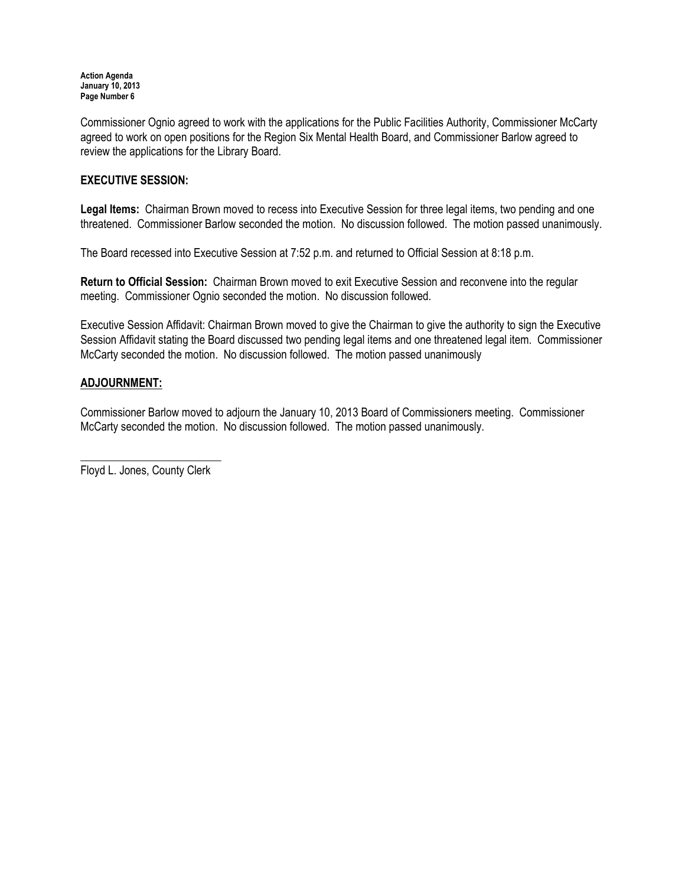Commissioner Ognio agreed to work with the applications for the Public Facilities Authority, Commissioner McCarty agreed to work on open positions for the Region Six Mental Health Board, and Commissioner Barlow agreed to review the applications for the Library Board.

**EXECUTIVE SESSION:**

**Legal Items:** Chairman Brown moved to recess into Executive Session for three legal items, two pending and one threatened. Commissioner Barlow seconded the motion. No discussion followed. The motion passed unanimously.

The Board recessed into Executive Session at 7:52 p.m. and returned to Official Session at 8:18 p.m.

**Return to Official Session:** Chairman Brown moved to exit Executive Session and reconvene into the regular meeting. Commissioner Ognio seconded the motion. No discussion followed.

Executive Session Affidavit: Chairman Brown moved to give the Chairman to give the authority to sign the Executive Session Affidavit stating the Board discussed two pending legal items and one threatened legal item. Commissioner McCarty seconded the motion. No discussion followed. The motion passed unanimously

**ADJOURNMENT:**

Commissioner Barlow moved to adjourn the January 10, 2013 Board of Commissioners meeting. Commissioner McCarty seconded the motion. No discussion followed. The motion passed unanimously.

\_\_\_\_\_\_\_\_\_\_\_\_\_\_\_\_\_\_\_\_\_\_\_\_\_\_

Floyd L. Jones, County Clerk